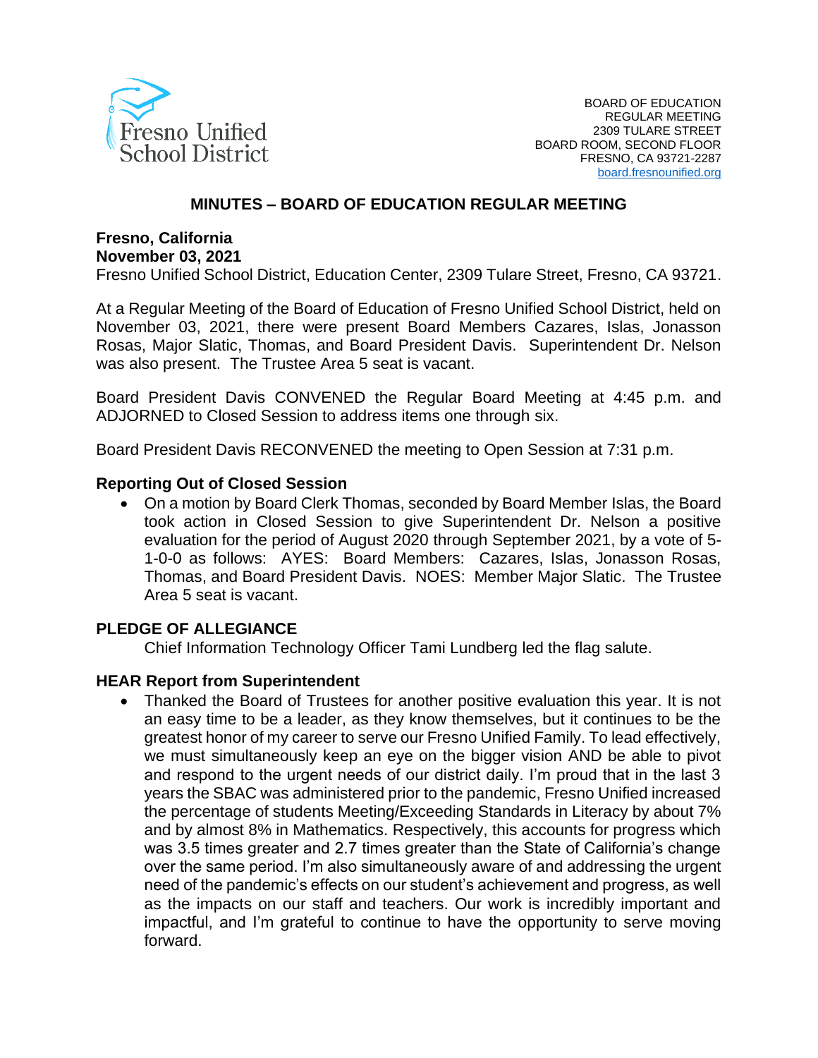Fresno Unified School District

BOARD OF EDUCATION
REGULAR MEETING
2309 TULARE STREET
BOARD ROOM, SECOND FLOOR
FRESNO, CA 93721-2287
board.fresnounified.org

## MINUTES – BOARD OF EDUCATION REGULAR MEETING

**Fresno, California**
**November 03, 2021**
Fresno Unified School District, Education Center, 2309 Tulare Street, Fresno, CA 93721.

At a Regular Meeting of the Board of Education of Fresno Unified School District, held on November 03, 2021, there were present Board Members Cazares, Islas, Jonasson Rosas, Major Slatic, Thomas, and Board President Davis. Superintendent Dr. Nelson was also present. The Trustee Area 5 seat is vacant.

Board President Davis CONVENED the Regular Board Meeting at 4:45 p.m. and ADJORNED to Closed Session to address items one through six.

Board President Davis RECONVENED the meeting to Open Session at 7:31 p.m.

### Reporting Out of Closed Session

- On a motion by Board Clerk Thomas, seconded by Board Member Islas, the Board took action in Closed Session to give Superintendent Dr. Nelson a positive evaluation for the period of August 2020 through September 2021, by a vote of 5-1-0-0 as follows: AYES: Board Members: Cazares, Islas, Jonasson Rosas, Thomas, and Board President Davis. NOES: Member Major Slatic. The Trustee Area 5 seat is vacant.

### PLEDGE OF ALLEGIANCE

Chief Information Technology Officer Tami Lundberg led the flag salute.

### HEAR Report from Superintendent

- Thanked the Board of Trustees for another positive evaluation this year. It is not an easy time to be a leader, as they know themselves, but it continues to be the greatest honor of my career to serve our Fresno Unified Family. To lead effectively, we must simultaneously keep an eye on the bigger vision AND be able to pivot and respond to the urgent needs of our district daily. I'm proud that in the last 3 years the SBAC was administered prior to the pandemic, Fresno Unified increased the percentage of students Meeting/Exceeding Standards in Literacy by about 7% and by almost 8% in Mathematics. Respectively, this accounts for progress which was 3.5 times greater and 2.7 times greater than the State of California's change over the same period. I'm also simultaneously aware of and addressing the urgent need of the pandemic's effects on our student's achievement and progress, as well as the impacts on our staff and teachers. Our work is incredibly important and impactful, and I'm grateful to continue to have the opportunity to serve moving forward.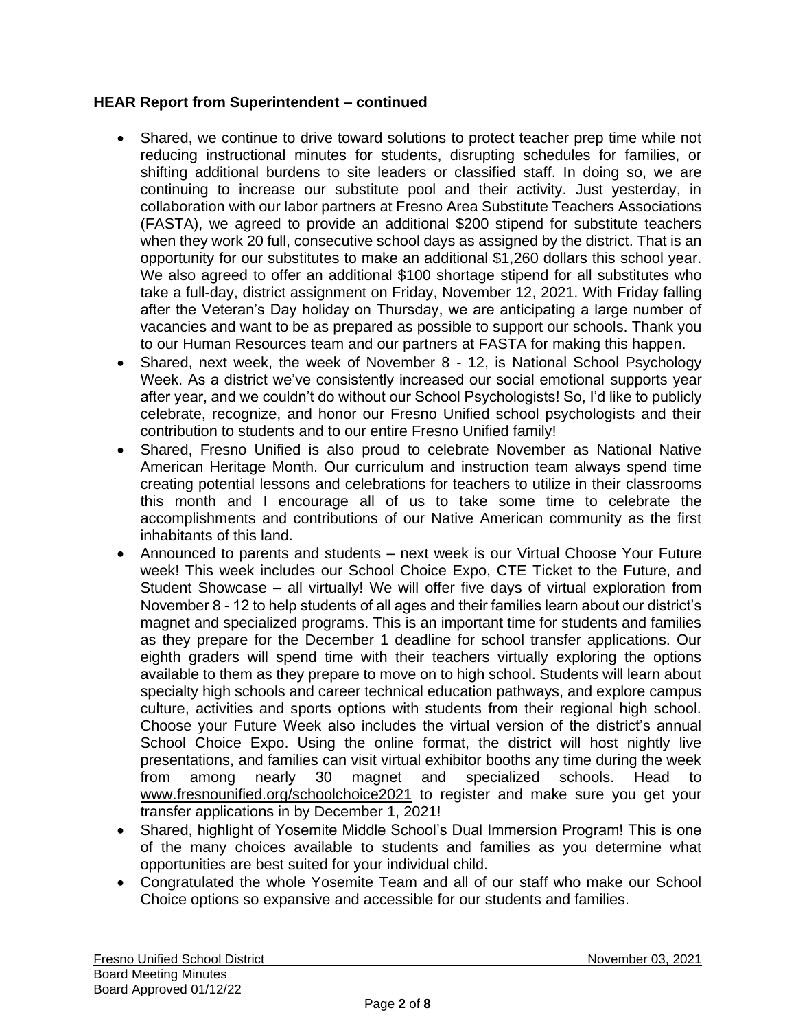**HEAR Report from Superintendent – continued**

- Shared, we continue to drive toward solutions to protect teacher prep time while not reducing instructional minutes for students, disrupting schedules for families, or shifting additional burdens to site leaders or classified staff. In doing so, we are continuing to increase our substitute pool and their activity. Just yesterday, in collaboration with our labor partners at Fresno Area Substitute Teachers Associations (FASTA), we agreed to provide an additional $200 stipend for substitute teachers when they work 20 full, consecutive school days as assigned by the district. That is an opportunity for our substitutes to make an additional $1,260 dollars this school year. We also agreed to offer an additional $100 shortage stipend for all substitutes who take a full-day, district assignment on Friday, November 12, 2021. With Friday falling after the Veteran's Day holiday on Thursday, we are anticipating a large number of vacancies and want to be as prepared as possible to support our schools. Thank you to our Human Resources team and our partners at FASTA for making this happen.
- Shared, next week, the week of November 8 - 12, is National School Psychology Week. As a district we've consistently increased our social emotional supports year after year, and we couldn't do without our School Psychologists! So, I'd like to publicly celebrate, recognize, and honor our Fresno Unified school psychologists and their contribution to students and to our entire Fresno Unified family!
- Shared, Fresno Unified is also proud to celebrate November as National Native American Heritage Month. Our curriculum and instruction team always spend time creating potential lessons and celebrations for teachers to utilize in their classrooms this month and I encourage all of us to take some time to celebrate the accomplishments and contributions of our Native American community as the first inhabitants of this land.
- Announced to parents and students – next week is our Virtual Choose Your Future week! This week includes our School Choice Expo, CTE Ticket to the Future, and Student Showcase – all virtually! We will offer five days of virtual exploration from November 8 - 12 to help students of all ages and their families learn about our district's magnet and specialized programs. This is an important time for students and families as they prepare for the December 1 deadline for school transfer applications. Our eighth graders will spend time with their teachers virtually exploring the options available to them as they prepare to move on to high school. Students will learn about specialty high schools and career technical education pathways, and explore campus culture, activities and sports options with students from their regional high school. Choose your Future Week also includes the virtual version of the district's annual School Choice Expo. Using the online format, the district will host nightly live presentations, and families can visit virtual exhibitor booths any time during the week from among nearly 30 magnet and specialized schools. Head to www.fresnounified.org/schoolchoice2021 to register and make sure you get your transfer applications in by December 1, 2021!
- Shared, highlight of Yosemite Middle School's Dual Immersion Program! This is one of the many choices available to students and families as you determine what opportunities are best suited for your individual child.
- Congratulated the whole Yosemite Team and all of our staff who make our School Choice options so expansive and accessible for our students and families.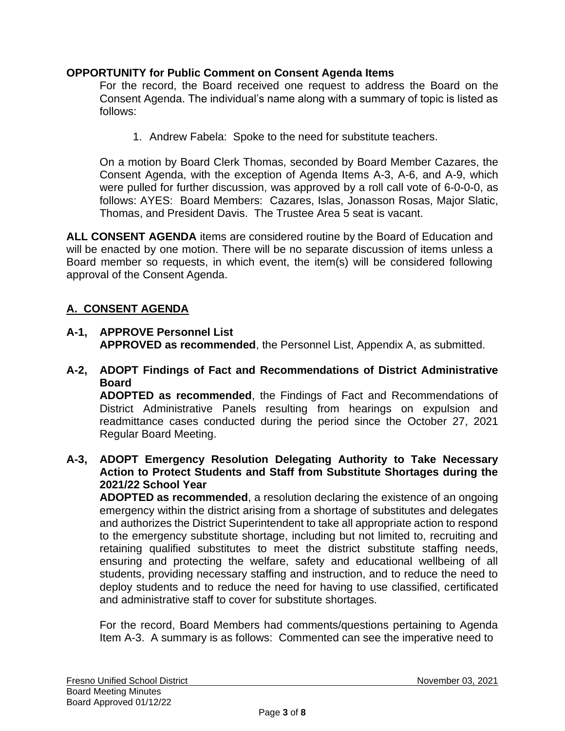**OPPORTUNITY for Public Comment on Consent Agenda Items**

For the record, the Board received one request to address the Board on the Consent Agenda. The individual's name along with a summary of topic is listed as follows:

1. Andrew Fabela: Spoke to the need for substitute teachers.

On a motion by Board Clerk Thomas, seconded by Board Member Cazares, the Consent Agenda, with the exception of Agenda Items A-3, A-6, and A-9, which were pulled for further discussion, was approved by a roll call vote of 6-0-0-0, as follows: AYES: Board Members: Cazares, Islas, Jonasson Rosas, Major Slatic, Thomas, and President Davis. The Trustee Area 5 seat is vacant.

**ALL CONSENT AGENDA** items are considered routine by the Board of Education and will be enacted by one motion. There will be no separate discussion of items unless a Board member so requests, in which event, the item(s) will be considered following approval of the Consent Agenda.

## A. CONSENT AGENDA

**A-1, APPROVE Personnel List**
**APPROVED as recommended**, the Personnel List, Appendix A, as submitted.

**A-2, ADOPT Findings of Fact and Recommendations of District Administrative Board**
**ADOPTED as recommended**, the Findings of Fact and Recommendations of District Administrative Panels resulting from hearings on expulsion and readmittance cases conducted during the period since the October 27, 2021 Regular Board Meeting.

**A-3, ADOPT Emergency Resolution Delegating Authority to Take Necessary Action to Protect Students and Staff from Substitute Shortages during the 2021/22 School Year**
**ADOPTED as recommended**, a resolution declaring the existence of an ongoing emergency within the district arising from a shortage of substitutes and delegates and authorizes the District Superintendent to take all appropriate action to respond to the emergency substitute shortage, including but not limited to, recruiting and retaining qualified substitutes to meet the district substitute staffing needs, ensuring and protecting the welfare, safety and educational wellbeing of all students, providing necessary staffing and instruction, and to reduce the need to deploy students and to reduce the need for having to use classified, certificated and administrative staff to cover for substitute shortages.

For the record, Board Members had comments/questions pertaining to Agenda Item A-3. A summary is as follows: Commented can see the imperative need to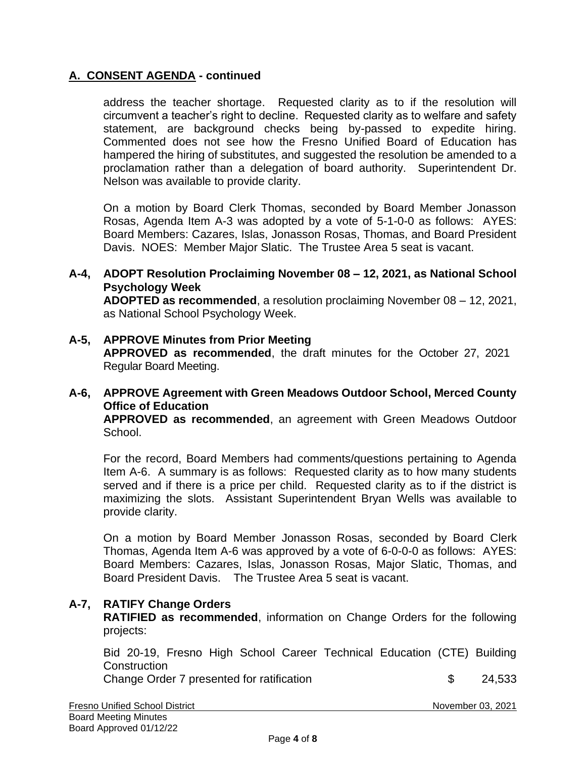## A. CONSENT AGENDA - continued

address the teacher shortage. Requested clarity as to if the resolution will circumvent a teacher's right to decline. Requested clarity as to welfare and safety statement, are background checks being by-passed to expedite hiring. Commented does not see how the Fresno Unified Board of Education has hampered the hiring of substitutes, and suggested the resolution be amended to a proclamation rather than a delegation of board authority. Superintendent Dr. Nelson was available to provide clarity.

On a motion by Board Clerk Thomas, seconded by Board Member Jonasson Rosas, Agenda Item A-3 was adopted by a vote of 5-1-0-0 as follows: AYES: Board Members: Cazares, Islas, Jonasson Rosas, Thomas, and Board President Davis. NOES: Member Major Slatic. The Trustee Area 5 seat is vacant.

**A-4, ADOPT Resolution Proclaiming November 08 – 12, 2021, as National School Psychology Week**
**ADOPTED as recommended**, a resolution proclaiming November 08 – 12, 2021, as National School Psychology Week.

**A-5, APPROVE Minutes from Prior Meeting**
**APPROVED as recommended**, the draft minutes for the October 27, 2021 Regular Board Meeting.

**A-6, APPROVE Agreement with Green Meadows Outdoor School, Merced County Office of Education**
**APPROVED as recommended**, an agreement with Green Meadows Outdoor School.

For the record, Board Members had comments/questions pertaining to Agenda Item A-6. A summary is as follows: Requested clarity as to how many students served and if there is a price per child. Requested clarity as to if the district is maximizing the slots. Assistant Superintendent Bryan Wells was available to provide clarity.

On a motion by Board Member Jonasson Rosas, seconded by Board Clerk Thomas, Agenda Item A-6 was approved by a vote of 6-0-0-0 as follows: AYES: Board Members: Cazares, Islas, Jonasson Rosas, Major Slatic, Thomas, and Board President Davis. The Trustee Area 5 seat is vacant.

**A-7, RATIFY Change Orders**
**RATIFIED as recommended**, information on Change Orders for the following projects:

Bid 20-19, Fresno High School Career Technical Education (CTE) Building Construction
Change Order 7 presented for ratification $ 24,533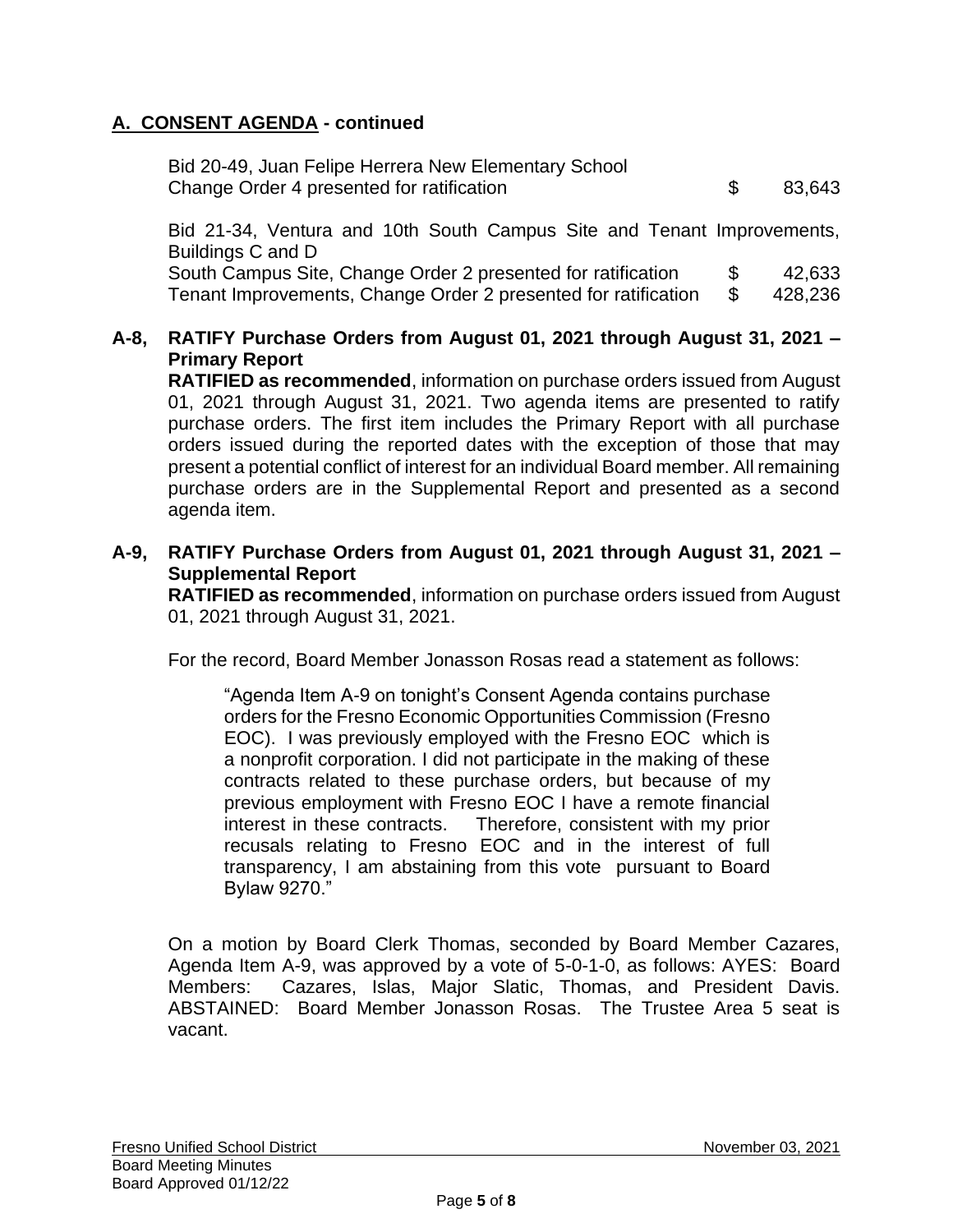## A. CONSENT AGENDA - continued

Bid 20-49, Juan Felipe Herrera New Elementary School
Change Order 4 presented for ratification $ 83,643

Bid 21-34, Ventura and 10th South Campus Site and Tenant Improvements, Buildings C and D
South Campus Site, Change Order 2 presented for ratification $ 42,633
Tenant Improvements, Change Order 2 presented for ratification $ 428,236

**A-8, RATIFY Purchase Orders from August 01, 2021 through August 31, 2021 – Primary Report**

**RATIFIED as recommended**, information on purchase orders issued from August 01, 2021 through August 31, 2021. Two agenda items are presented to ratify purchase orders. The first item includes the Primary Report with all purchase orders issued during the reported dates with the exception of those that may present a potential conflict of interest for an individual Board member. All remaining purchase orders are in the Supplemental Report and presented as a second agenda item.

**A-9, RATIFY Purchase Orders from August 01, 2021 through August 31, 2021 – Supplemental Report**

**RATIFIED as recommended**, information on purchase orders issued from August 01, 2021 through August 31, 2021.

For the record, Board Member Jonasson Rosas read a statement as follows:

> "Agenda Item A-9 on tonight's Consent Agenda contains purchase orders for the Fresno Economic Opportunities Commission (Fresno EOC). I was previously employed with the Fresno EOC which is a nonprofit corporation. I did not participate in the making of these contracts related to these purchase orders, but because of my previous employment with Fresno EOC I have a remote financial interest in these contracts. Therefore, consistent with my prior recusals relating to Fresno EOC and in the interest of full transparency, I am abstaining from this vote pursuant to Board Bylaw 9270."

On a motion by Board Clerk Thomas, seconded by Board Member Cazares, Agenda Item A-9, was approved by a vote of 5-0-1-0, as follows: AYES: Board Members: Cazares, Islas, Major Slatic, Thomas, and President Davis. ABSTAINED: Board Member Jonasson Rosas. The Trustee Area 5 seat is vacant.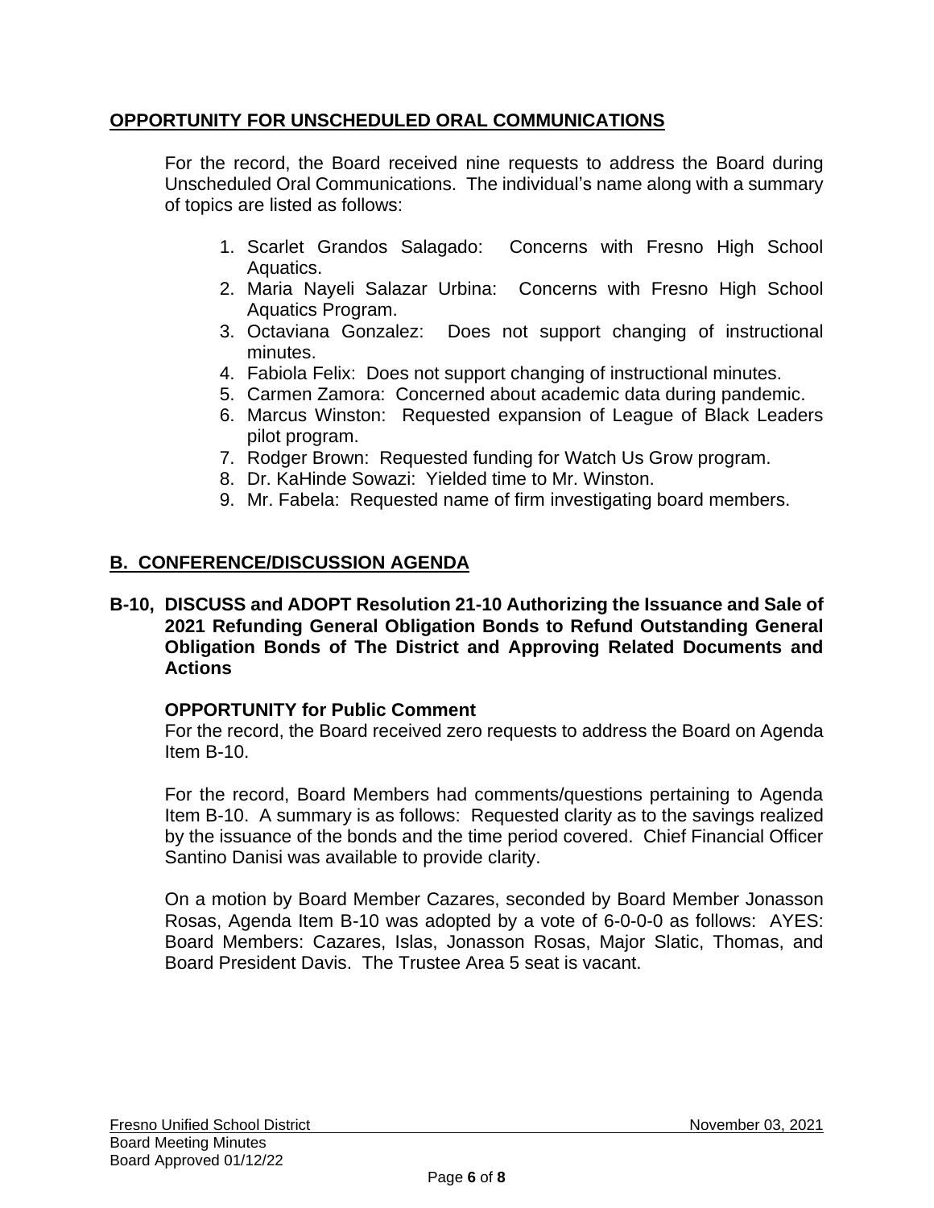## OPPORTUNITY FOR UNSCHEDULED ORAL COMMUNICATIONS

For the record, the Board received nine requests to address the Board during Unscheduled Oral Communications. The individual's name along with a summary of topics are listed as follows:

1. Scarlet Grandos Salagado: Concerns with Fresno High School Aquatics.
2. Maria Nayeli Salazar Urbina: Concerns with Fresno High School Aquatics Program.
3. Octaviana Gonzalez: Does not support changing of instructional minutes.
4. Fabiola Felix: Does not support changing of instructional minutes.
5. Carmen Zamora: Concerned about academic data during pandemic.
6. Marcus Winston: Requested expansion of League of Black Leaders pilot program.
7. Rodger Brown: Requested funding for Watch Us Grow program.
8. Dr. KaHinde Sowazi: Yielded time to Mr. Winston.
9. Mr. Fabela: Requested name of firm investigating board members.

## B. CONFERENCE/DISCUSSION AGENDA

### B-10, DISCUSS and ADOPT Resolution 21-10 Authorizing the Issuance and Sale of 2021 Refunding General Obligation Bonds to Refund Outstanding General Obligation Bonds of The District and Approving Related Documents and Actions

**OPPORTUNITY for Public Comment**

For the record, the Board received zero requests to address the Board on Agenda Item B-10.

For the record, Board Members had comments/questions pertaining to Agenda Item B-10. A summary is as follows: Requested clarity as to the savings realized by the issuance of the bonds and the time period covered. Chief Financial Officer Santino Danisi was available to provide clarity.

On a motion by Board Member Cazares, seconded by Board Member Jonasson Rosas, Agenda Item B-10 was adopted by a vote of 6-0-0-0 as follows: AYES: Board Members: Cazares, Islas, Jonasson Rosas, Major Slatic, Thomas, and Board President Davis. The Trustee Area 5 seat is vacant.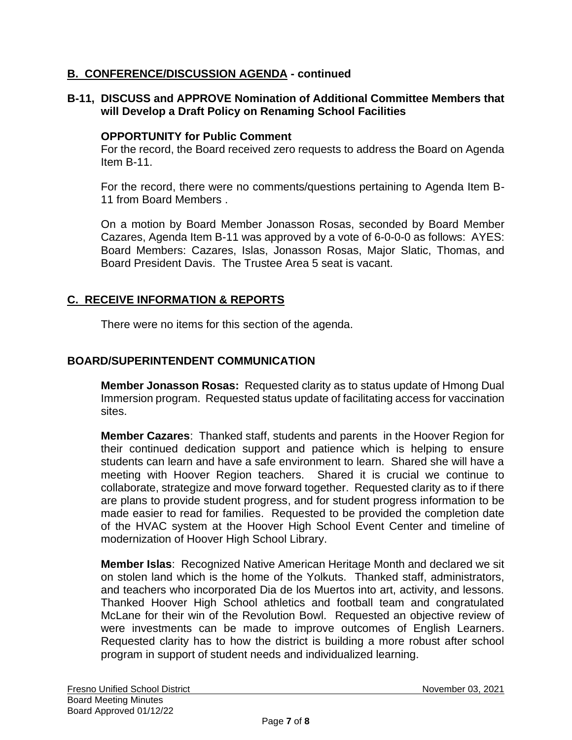## B. CONFERENCE/DISCUSSION AGENDA - continued

### B-11, DISCUSS and APPROVE Nomination of Additional Committee Members that will Develop a Draft Policy on Renaming School Facilities

**OPPORTUNITY for Public Comment**

For the record, the Board received zero requests to address the Board on Agenda Item B-11.

For the record, there were no comments/questions pertaining to Agenda Item B-11 from Board Members .

On a motion by Board Member Jonasson Rosas, seconded by Board Member Cazares, Agenda Item B-11 was approved by a vote of 6-0-0-0 as follows: AYES: Board Members: Cazares, Islas, Jonasson Rosas, Major Slatic, Thomas, and Board President Davis. The Trustee Area 5 seat is vacant.

## C. RECEIVE INFORMATION & REPORTS

There were no items for this section of the agenda.

## BOARD/SUPERINTENDENT COMMUNICATION

**Member Jonasson Rosas:** Requested clarity as to status update of Hmong Dual Immersion program. Requested status update of facilitating access for vaccination sites.

**Member Cazares**: Thanked staff, students and parents in the Hoover Region for their continued dedication support and patience which is helping to ensure students can learn and have a safe environment to learn. Shared she will have a meeting with Hoover Region teachers. Shared it is crucial we continue to collaborate, strategize and move forward together. Requested clarity as to if there are plans to provide student progress, and for student progress information to be made easier to read for families. Requested to be provided the completion date of the HVAC system at the Hoover High School Event Center and timeline of modernization of Hoover High School Library.

**Member Islas**: Recognized Native American Heritage Month and declared we sit on stolen land which is the home of the Yolkuts. Thanked staff, administrators, and teachers who incorporated Dia de los Muertos into art, activity, and lessons. Thanked Hoover High School athletics and football team and congratulated McLane for their win of the Revolution Bowl. Requested an objective review of were investments can be made to improve outcomes of English Learners. Requested clarity has to how the district is building a more robust after school program in support of student needs and individualized learning.

Fresno Unified School District
Board Meeting Minutes
Board Approved 01/12/22
November 03, 2021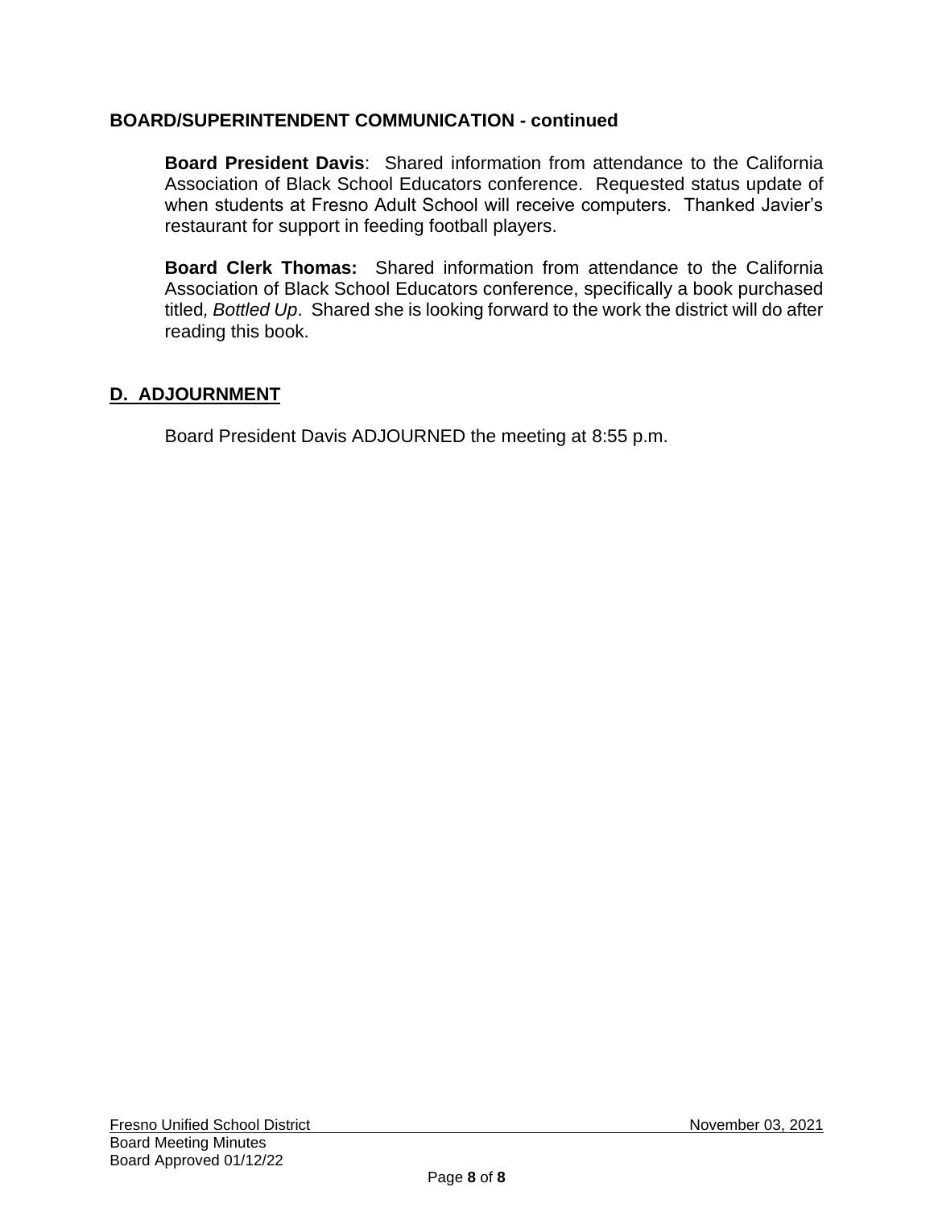## BOARD/SUPERINTENDENT COMMUNICATION - continued

**Board President Davis**: Shared information from attendance to the California Association of Black School Educators conference. Requested status update of when students at Fresno Adult School will receive computers. Thanked Javier's restaurant for support in feeding football players.

**Board Clerk Thomas:** Shared information from attendance to the California Association of Black School Educators conference, specifically a book purchased titled, *Bottled Up*. Shared she is looking forward to the work the district will do after reading this book.

## D. ADJOURNMENT

Board President Davis ADJOURNED the meeting at 8:55 p.m.